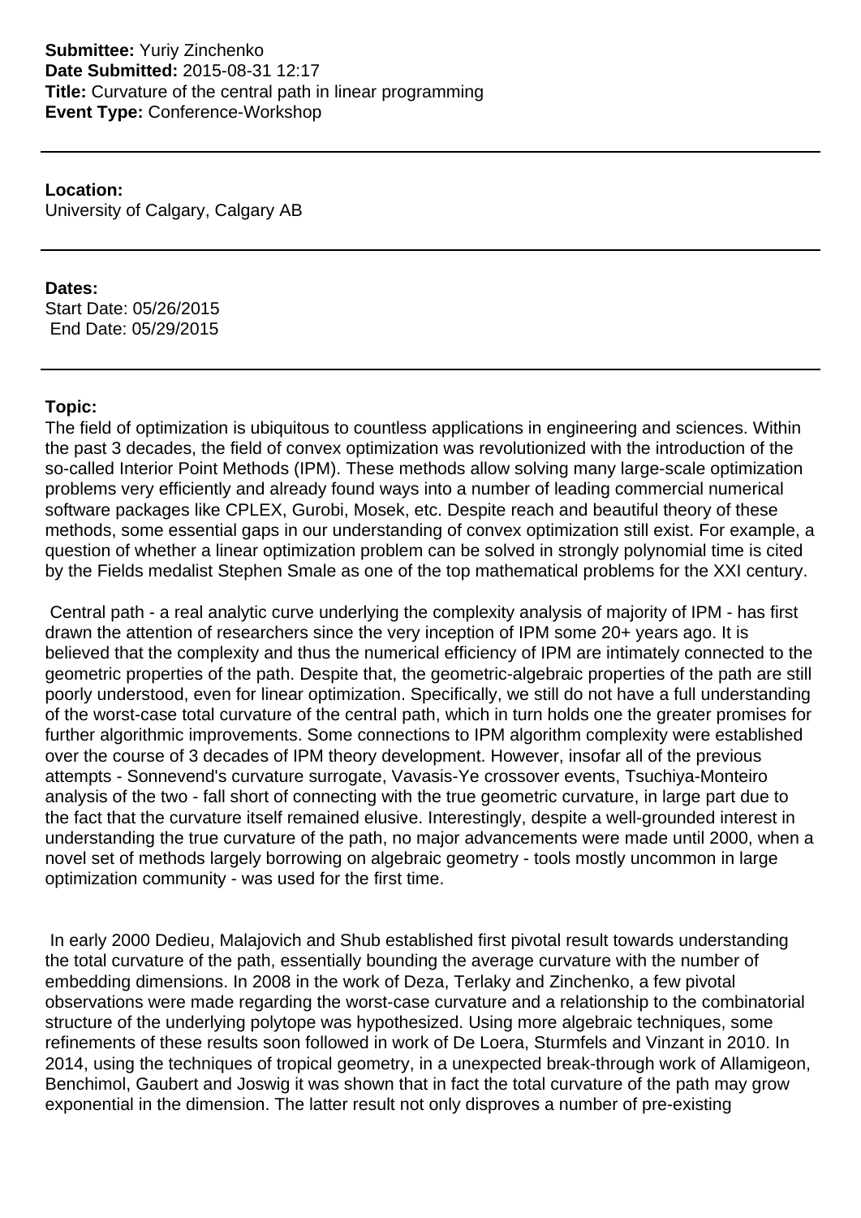**Submittee:** Yuriy Zinchenko
**Date Submitted:** 2015-08-31 12:17
**Title:** Curvature of the central path in linear programming
**Event Type:** Conference-Workshop

---

**Location:**
University of Calgary, Calgary AB

---

**Dates:**
Start Date: 05/26/2015
End Date: 05/29/2015

---

**Topic:**
The field of optimization is ubiquitous to countless applications in engineering and sciences. Within the past 3 decades, the field of convex optimization was revolutionized with the introduction of the so-called Interior Point Methods (IPM). These methods allow solving many large-scale optimization problems very efficiently and already found ways into a number of leading commercial numerical software packages like CPLEX, Gurobi, Mosek, etc. Despite reach and beautiful theory of these methods, some essential gaps in our understanding of convex optimization still exist. For example, a question of whether a linear optimization problem can be solved in strongly polynomial time is cited by the Fields medalist Stephen Smale as one of the top mathematical problems for the XXI century.

Central path - a real analytic curve underlying the complexity analysis of majority of IPM - has first drawn the attention of researchers since the very inception of IPM some 20+ years ago. It is believed that the complexity and thus the numerical efficiency of IPM are intimately connected to the geometric properties of the path. Despite that, the geometric-algebraic properties of the path are still poorly understood, even for linear optimization. Specifically, we still do not have a full understanding of the worst-case total curvature of the central path, which in turn holds one the greater promises for further algorithmic improvements. Some connections to IPM algorithm complexity were established over the course of 3 decades of IPM theory development. However, insofar all of the previous attempts - Sonnevend's curvature surrogate, Vavasis-Ye crossover events, Tsuchiya-Monteiro analysis of the two - fall short of connecting with the true geometric curvature, in large part due to the fact that the curvature itself remained elusive. Interestingly, despite a well-grounded interest in understanding the true curvature of the path, no major advancements were made until 2000, when a novel set of methods largely borrowing on algebraic geometry - tools mostly uncommon in large optimization community - was used for the first time.

In early 2000 Dedieu, Malajovich and Shub established first pivotal result towards understanding the total curvature of the path, essentially bounding the average curvature with the number of embedding dimensions. In 2008 in the work of Deza, Terlaky and Zinchenko, a few pivotal observations were made regarding the worst-case curvature and a relationship to the combinatorial structure of the underlying polytope was hypothesized. Using more algebraic techniques, some refinements of these results soon followed in work of De Loera, Sturmfels and Vinzant in 2010. In 2014, using the techniques of tropical geometry, in a unexpected break-through work of Allamigeon, Benchimol, Gaubert and Joswig it was shown that in fact the total curvature of the path may grow exponential in the dimension. The latter result not only disproves a number of pre-existing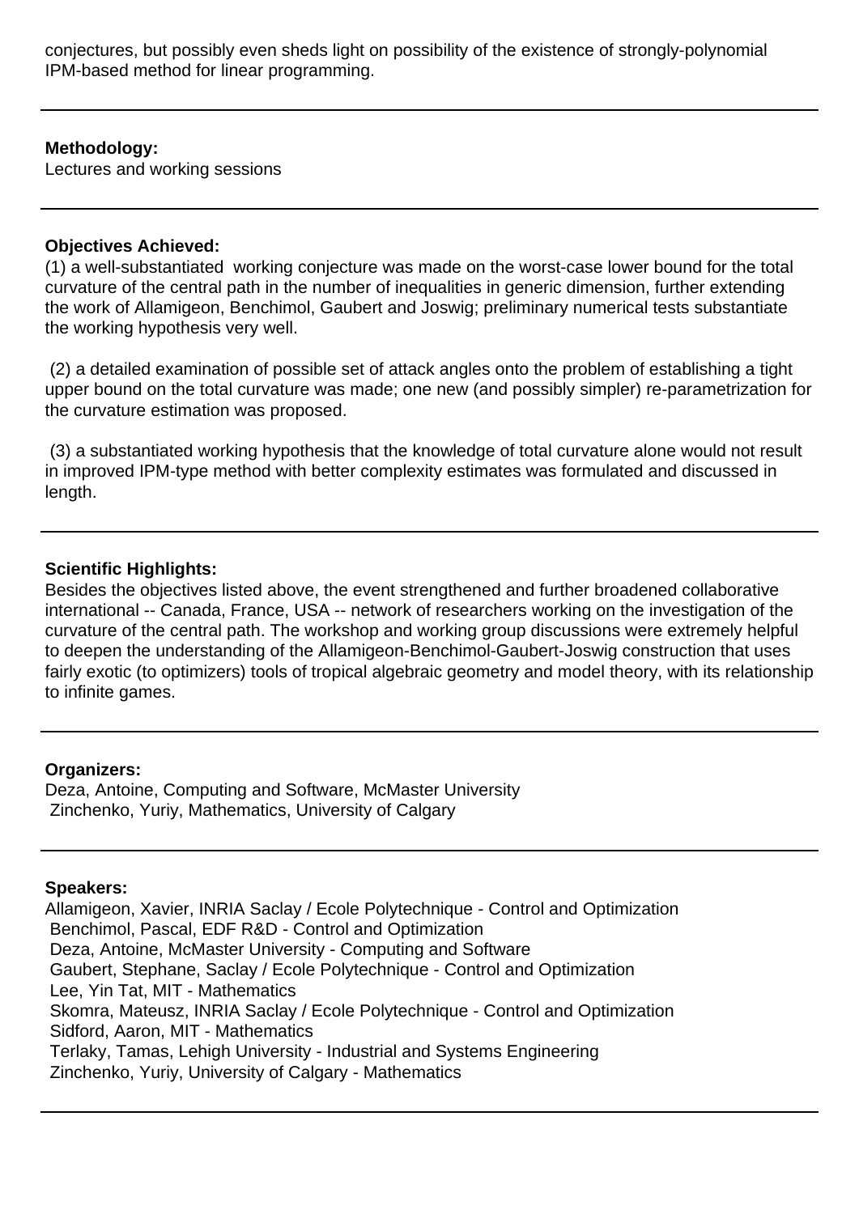conjectures, but possibly even sheds light on possibility of the existence of strongly-polynomial IPM-based method for linear programming.

---

**Methodology:**
Lectures and working sessions

---

**Objectives Achieved:**
(1) a well-substantiated working conjecture was made on the worst-case lower bound for the total curvature of the central path in the number of inequalities in generic dimension, further extending the work of Allamigeon, Benchimol, Gaubert and Joswig; preliminary numerical tests substantiate the working hypothesis very well.

(2) a detailed examination of possible set of attack angles onto the problem of establishing a tight upper bound on the total curvature was made; one new (and possibly simpler) re-parametrization for the curvature estimation was proposed.

(3) a substantiated working hypothesis that the knowledge of total curvature alone would not result in improved IPM-type method with better complexity estimates was formulated and discussed in length.

---

**Scientific Highlights:**
Besides the objectives listed above, the event strengthened and further broadened collaborative international -- Canada, France, USA -- network of researchers working on the investigation of the curvature of the central path. The workshop and working group discussions were extremely helpful to deepen the understanding of the Allamigeon-Benchimol-Gaubert-Joswig construction that uses fairly exotic (to optimizers) tools of tropical algebraic geometry and model theory, with its relationship to infinite games.

---

**Organizers:**
Deza, Antoine, Computing and Software, McMaster University
Zinchenko, Yuriy, Mathematics, University of Calgary

---

**Speakers:**
Allamigeon, Xavier, INRIA Saclay / Ecole Polytechnique - Control and Optimization
Benchimol, Pascal, EDF R&D - Control and Optimization
Deza, Antoine, McMaster University - Computing and Software
Gaubert, Stephane, Saclay / Ecole Polytechnique - Control and Optimization
Lee, Yin Tat, MIT - Mathematics
Skomra, Mateusz, INRIA Saclay / Ecole Polytechnique - Control and Optimization
Sidford, Aaron, MIT - Mathematics
Terlaky, Tamas, Lehigh University - Industrial and Systems Engineering
Zinchenko, Yuriy, University of Calgary - Mathematics

---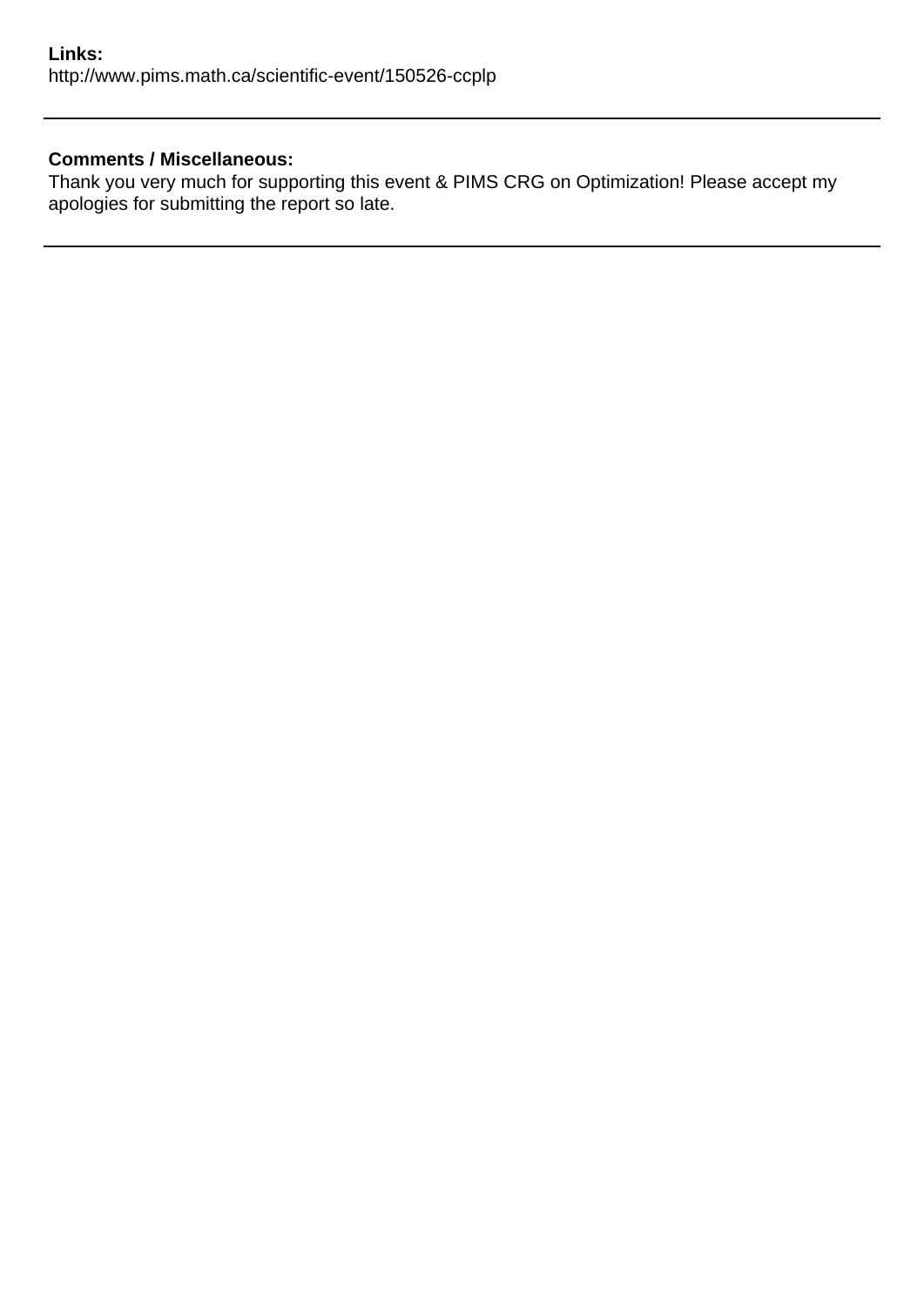**Links:**
http://www.pims.math.ca/scientific-event/150526-ccplp

---

**Comments / Miscellaneous:**
Thank you very much for supporting this event & PIMS CRG on Optimization! Please accept my apologies for submitting the report so late.

---